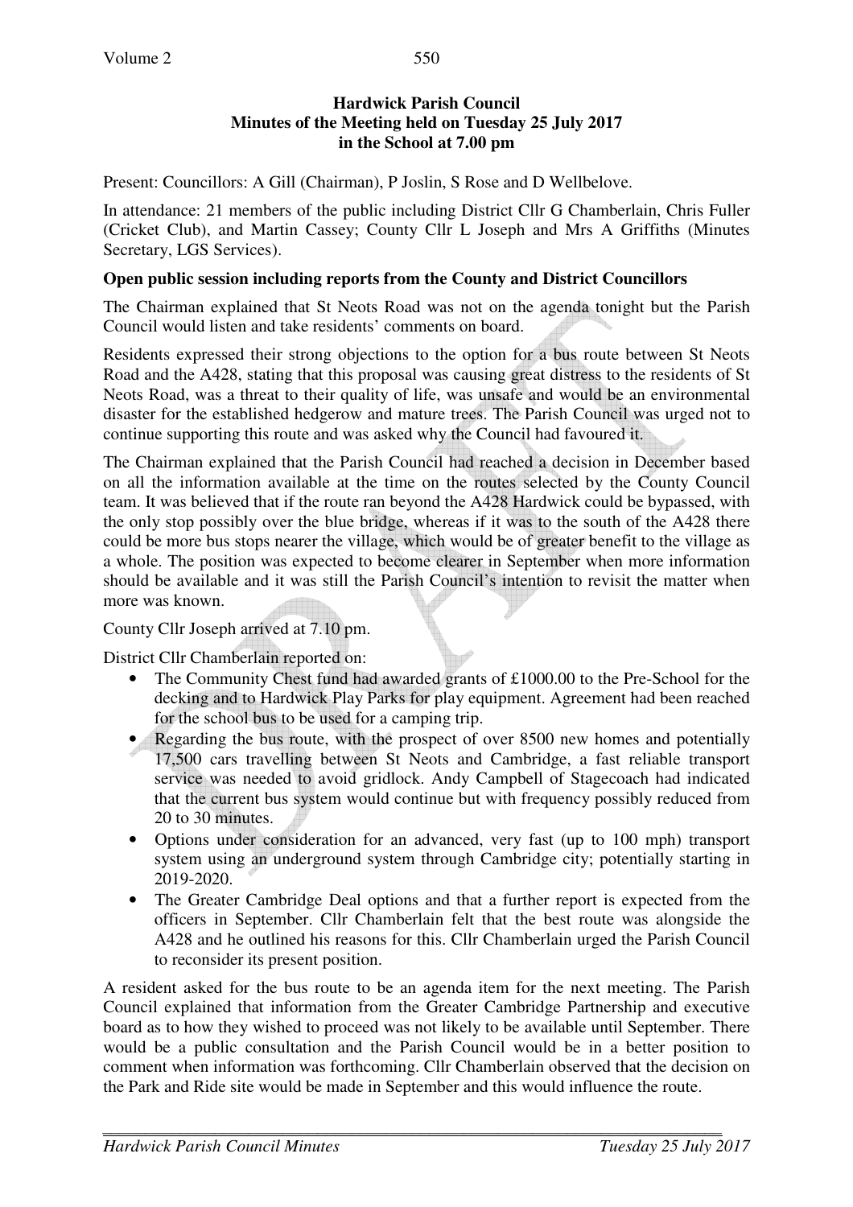**Hardwick Parish Council**
**Minutes of the Meeting held on Tuesday 25 July 2017**
**in the School at 7.00 pm**

Present: Councillors: A Gill (Chairman), P Joslin, S Rose and D Wellbelove.

In attendance: 21 members of the public including District Cllr G Chamberlain, Chris Fuller (Cricket Club), and Martin Cassey; County Cllr L Joseph and Mrs A Griffiths (Minutes Secretary, LGS Services).

**Open public session including reports from the County and District Councillors**

The Chairman explained that St Neots Road was not on the agenda tonight but the Parish Council would listen and take residents' comments on board.

Residents expressed their strong objections to the option for a bus route between St Neots Road and the A428, stating that this proposal was causing great distress to the residents of St Neots Road, was a threat to their quality of life, was unsafe and would be an environmental disaster for the established hedgerow and mature trees. The Parish Council was urged not to continue supporting this route and was asked why the Council had favoured it.

The Chairman explained that the Parish Council had reached a decision in December based on all the information available at the time on the routes selected by the County Council team. It was believed that if the route ran beyond the A428 Hardwick could be bypassed, with the only stop possibly over the blue bridge, whereas if it was to the south of the A428 there could be more bus stops nearer the village, which would be of greater benefit to the village as a whole. The position was expected to become clearer in September when more information should be available and it was still the Parish Council's intention to revisit the matter when more was known.

County Cllr Joseph arrived at 7.10 pm.

District Cllr Chamberlain reported on:

- The Community Chest fund had awarded grants of £1000.00 to the Pre-School for the decking and to Hardwick Play Parks for play equipment. Agreement had been reached for the school bus to be used for a camping trip.
- Regarding the bus route, with the prospect of over 8500 new homes and potentially 17,500 cars travelling between St Neots and Cambridge, a fast reliable transport service was needed to avoid gridlock. Andy Campbell of Stagecoach had indicated that the current bus system would continue but with frequency possibly reduced from 20 to 30 minutes.
- Options under consideration for an advanced, very fast (up to 100 mph) transport system using an underground system through Cambridge city; potentially starting in 2019-2020.
- The Greater Cambridge Deal options and that a further report is expected from the officers in September. Cllr Chamberlain felt that the best route was alongside the A428 and he outlined his reasons for this. Cllr Chamberlain urged the Parish Council to reconsider its present position.

A resident asked for the bus route to be an agenda item for the next meeting. The Parish Council explained that information from the Greater Cambridge Partnership and executive board as to how they wished to proceed was not likely to be available until September. There would be a public consultation and the Parish Council would be in a better position to comment when information was forthcoming. Cllr Chamberlain observed that the decision on the Park and Ride site would be made in September and this would influence the route.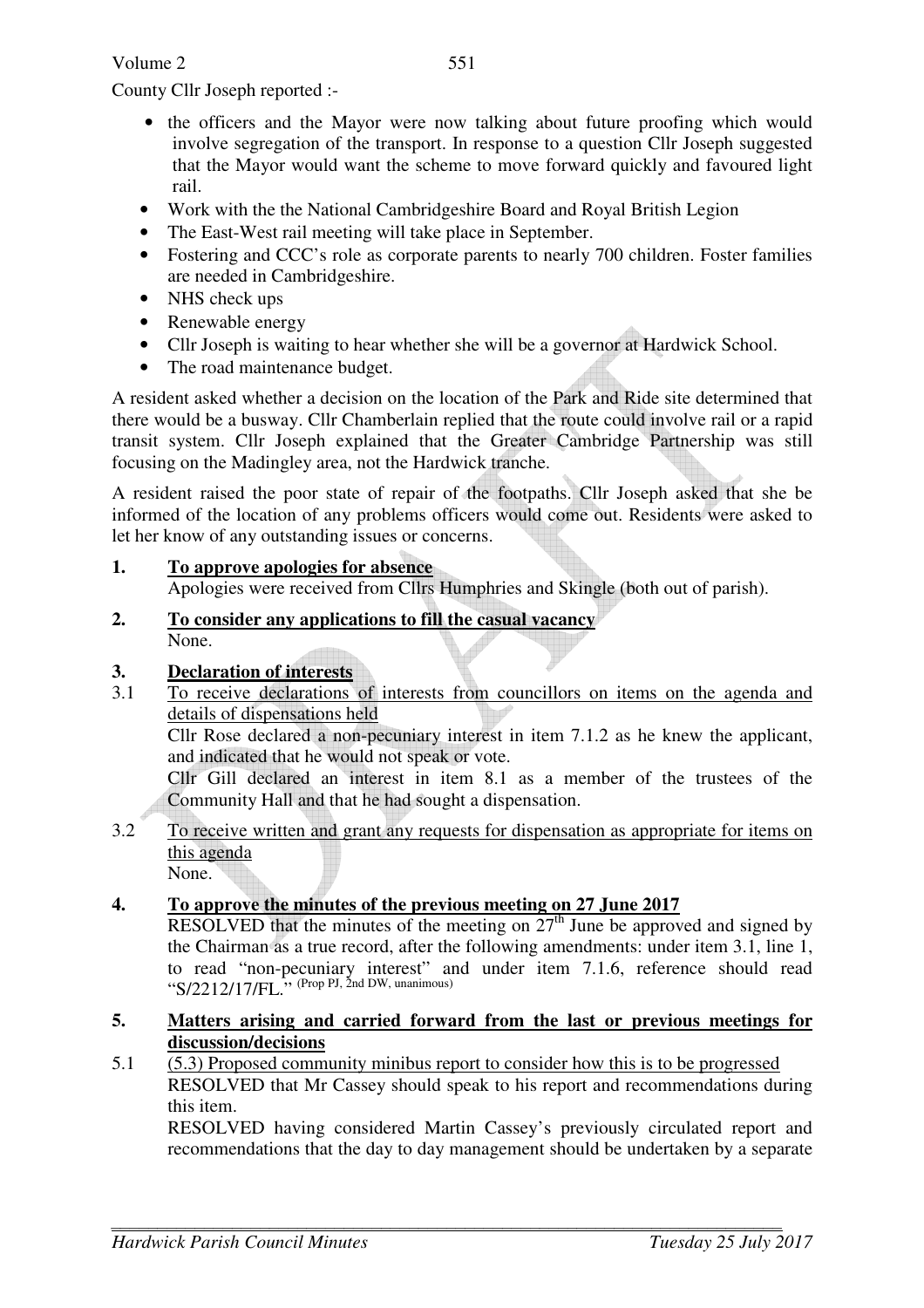County Cllr Joseph reported :-

- the officers and the Mayor were now talking about future proofing which would involve segregation of the transport. In response to a question Cllr Joseph suggested that the Mayor would want the scheme to move forward quickly and favoured light rail.
- Work with the the National Cambridgeshire Board and Royal British Legion
- The East-West rail meeting will take place in September.
- Fostering and CCC's role as corporate parents to nearly 700 children. Foster families are needed in Cambridgeshire.
- NHS check ups
- Renewable energy
- Cllr Joseph is waiting to hear whether she will be a governor at Hardwick School.
- The road maintenance budget.

A resident asked whether a decision on the location of the Park and Ride site determined that there would be a busway. Cllr Chamberlain replied that the route could involve rail or a rapid transit system. Cllr Joseph explained that the Greater Cambridge Partnership was still focusing on the Madingley area, not the Hardwick tranche.

A resident raised the poor state of repair of the footpaths. Cllr Joseph asked that she be informed of the location of any problems officers would come out. Residents were asked to let her know of any outstanding issues or concerns.

**1. To approve apologies for absence**

Apologies were received from Cllrs Humphries and Skingle (both out of parish).

**2. To consider any applications to fill the casual vacancy**

None.

**3. Declaration of interests**

3.1 To receive declarations of interests from councillors on items on the agenda and details of dispensations held

Cllr Rose declared a non-pecuniary interest in item 7.1.2 as he knew the applicant, and indicated that he would not speak or vote.

Cllr Gill declared an interest in item 8.1 as a member of the trustees of the Community Hall and that he had sought a dispensation.

3.2 To receive written and grant any requests for dispensation as appropriate for items on this agenda

None.

**4. To approve the minutes of the previous meeting on 27 June 2017**

RESOLVED that the minutes of the meeting on 27th June be approved and signed by the Chairman as a true record, after the following amendments: under item 3.1, line 1, to read "non-pecuniary interest" and under item 7.1.6, reference should read "S/2212/17/FL." (Prop PJ, 2nd DW, unanimous)

**5. Matters arising and carried forward from the last or previous meetings for discussion/decisions**

5.1 (5.3) Proposed community minibus report to consider how this is to be progressed

RESOLVED that Mr Cassey should speak to his report and recommendations during this item.

RESOLVED having considered Martin Cassey's previously circulated report and recommendations that the day to day management should be undertaken by a separate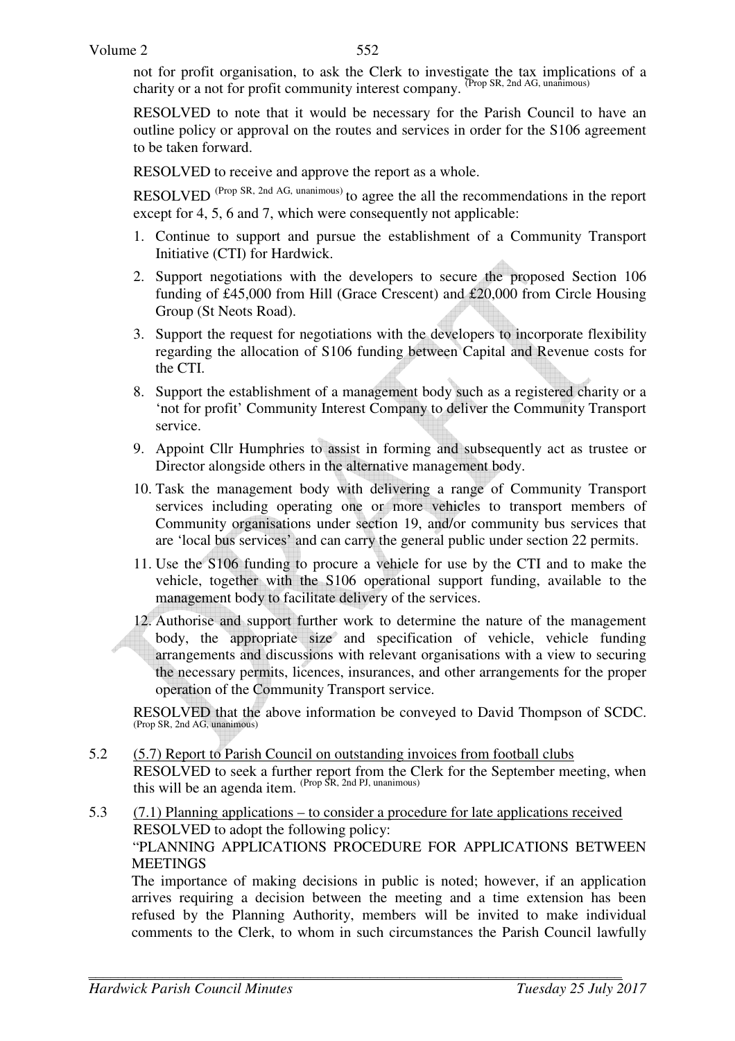not for profit organisation, to ask the Clerk to investigate the tax implications of a charity or a not for profit community interest company. (Prop SR, 2nd AG, unanimous)

RESOLVED to note that it would be necessary for the Parish Council to have an outline policy or approval on the routes and services in order for the S106 agreement to be taken forward.

RESOLVED to receive and approve the report as a whole.

RESOLVED (Prop SR, 2nd AG, unanimous) to agree the all the recommendations in the report except for 4, 5, 6 and 7, which were consequently not applicable:

1. Continue to support and pursue the establishment of a Community Transport Initiative (CTI) for Hardwick.
2. Support negotiations with the developers to secure the proposed Section 106 funding of £45,000 from Hill (Grace Crescent) and £20,000 from Circle Housing Group (St Neots Road).
3. Support the request for negotiations with the developers to incorporate flexibility regarding the allocation of S106 funding between Capital and Revenue costs for the CTI.

8. Support the establishment of a management body such as a registered charity or a 'not for profit' Community Interest Company to deliver the Community Transport service.
9. Appoint Cllr Humphries to assist in forming and subsequently act as trustee or Director alongside others in the alternative management body.
10. Task the management body with delivering a range of Community Transport services including operating one or more vehicles to transport members of Community organisations under section 19, and/or community bus services that are 'local bus services' and can carry the general public under section 22 permits.
11. Use the S106 funding to procure a vehicle for use by the CTI and to make the vehicle, together with the S106 operational support funding, available to the management body to facilitate delivery of the services.
12. Authorise and support further work to determine the nature of the management body, the appropriate size and specification of vehicle, vehicle funding arrangements and discussions with relevant organisations with a view to securing the necessary permits, licences, insurances, and other arrangements for the proper operation of the Community Transport service.

RESOLVED that the above information be conveyed to David Thompson of SCDC. (Prop SR, 2nd AG, unanimous)

5.2 <u>(5.7) Report to Parish Council on outstanding invoices from football clubs</u>
RESOLVED to seek a further report from the Clerk for the September meeting, when this will be an agenda item. (Prop SR, 2nd PJ, unanimous)

5.3 <u>(7.1) Planning applications – to consider a procedure for late applications received</u>
RESOLVED to adopt the following policy:
"PLANNING APPLICATIONS PROCEDURE FOR APPLICATIONS BETWEEN MEETINGS
The importance of making decisions in public is noted; however, if an application arrives requiring a decision between the meeting and a time extension has been refused by the Planning Authority, members will be invited to make individual comments to the Clerk, to whom in such circumstances the Parish Council lawfully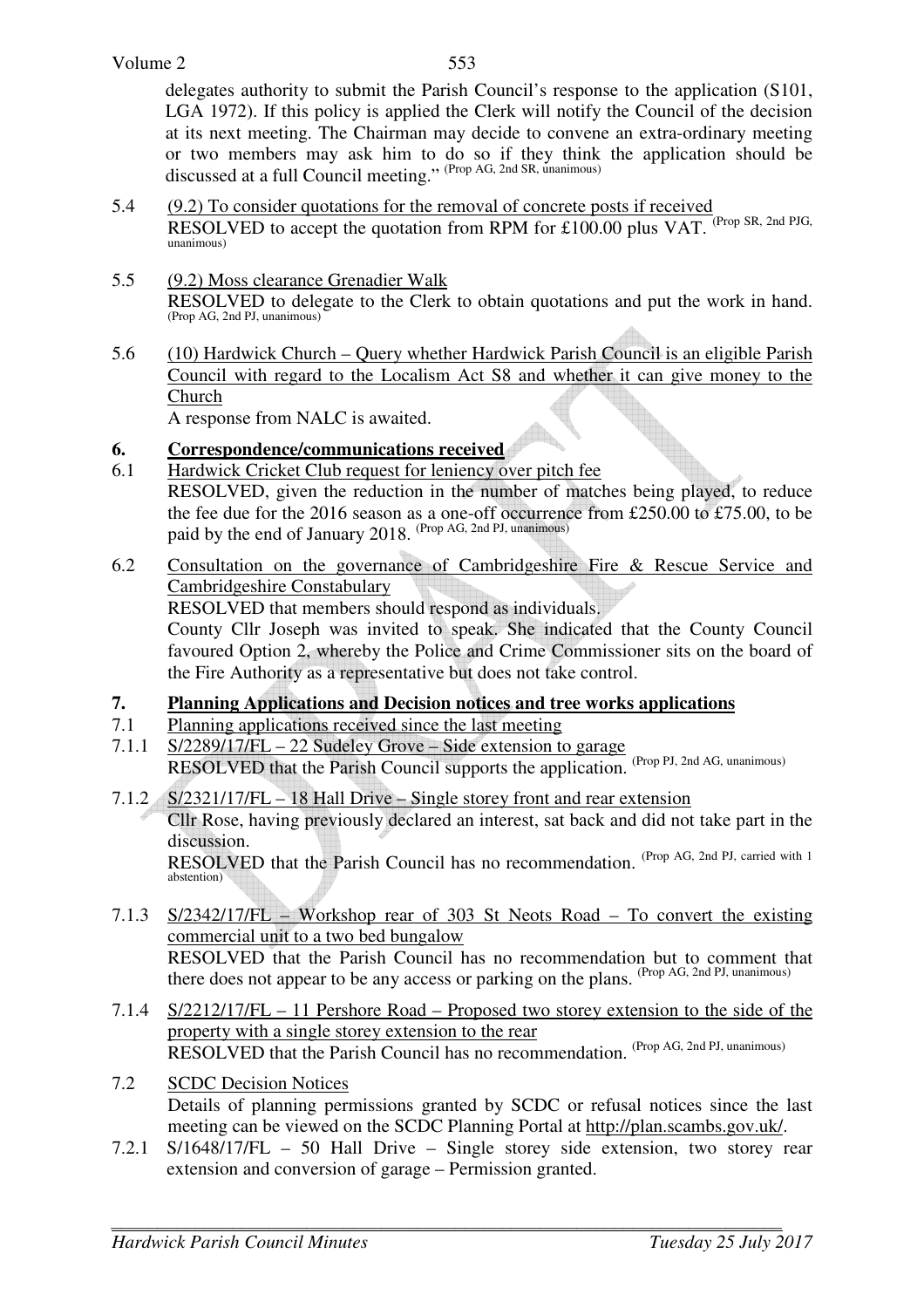delegates authority to submit the Parish Council's response to the application (S101, LGA 1972). If this policy is applied the Clerk will notify the Council of the decision at its next meeting. The Chairman may decide to convene an extra-ordinary meeting or two members may ask him to do so if they think the application should be discussed at a full Council meeting." (Prop AG, 2nd SR, unanimous)

5.4 <u>(9.2) To consider quotations for the removal of concrete posts if received</u>
RESOLVED to accept the quotation from RPM for £100.00 plus VAT. (Prop SR, 2nd PJG, unanimous)

5.5 <u>(9.2) Moss clearance Grenadier Walk</u>
RESOLVED to delegate to the Clerk to obtain quotations and put the work in hand. (Prop AG, 2nd PJ, unanimous)

5.6 <u>(10) Hardwick Church – Query whether Hardwick Parish Council is an eligible Parish Council with regard to the Localism Act S8 and whether it can give money to the Church</u>
A response from NALC is awaited.

## 6. Correspondence/communications received

6.1 <u>Hardwick Cricket Club request for leniency over pitch fee</u>
RESOLVED, given the reduction in the number of matches being played, to reduce the fee due for the 2016 season as a one-off occurrence from £250.00 to £75.00, to be paid by the end of January 2018. (Prop AG, 2nd PJ, unanimous)

6.2 <u>Consultation on the governance of Cambridgeshire Fire & Rescue Service and Cambridgeshire Constabulary</u>
RESOLVED that members should respond as individuals.
County Cllr Joseph was invited to speak. She indicated that the County Council favoured Option 2, whereby the Police and Crime Commissioner sits on the board of the Fire Authority as a representative but does not take control.

## 7. Planning Applications and Decision notices and tree works applications

7.1 <u>Planning applications received since the last meeting</u>

7.1.1 <u>S/2289/17/FL – 22 Sudeley Grove – Side extension to garage</u>
RESOLVED that the Parish Council supports the application. (Prop PJ, 2nd AG, unanimous)

7.1.2 <u>S/2321/17/FL – 18 Hall Drive – Single storey front and rear extension</u>
Cllr Rose, having previously declared an interest, sat back and did not take part in the discussion.
RESOLVED that the Parish Council has no recommendation. (Prop AG, 2nd PJ, carried with 1 abstention)

7.1.3 <u>S/2342/17/FL – Workshop rear of 303 St Neots Road – To convert the existing commercial unit to a two bed bungalow</u>
RESOLVED that the Parish Council has no recommendation but to comment that there does not appear to be any access or parking on the plans. (Prop AG, 2nd PJ, unanimous)

7.1.4 <u>S/2212/17/FL – 11 Pershore Road – Proposed two storey extension to the side of the property with a single storey extension to the rear</u>
RESOLVED that the Parish Council has no recommendation. (Prop AG, 2nd PJ, unanimous)

7.2 <u>SCDC Decision Notices</u>
Details of planning permissions granted by SCDC or refusal notices since the last meeting can be viewed on the SCDC Planning Portal at http://plan.scambs.gov.uk/.

7.2.1 S/1648/17/FL – 50 Hall Drive – Single storey side extension, two storey rear extension and conversion of garage – Permission granted.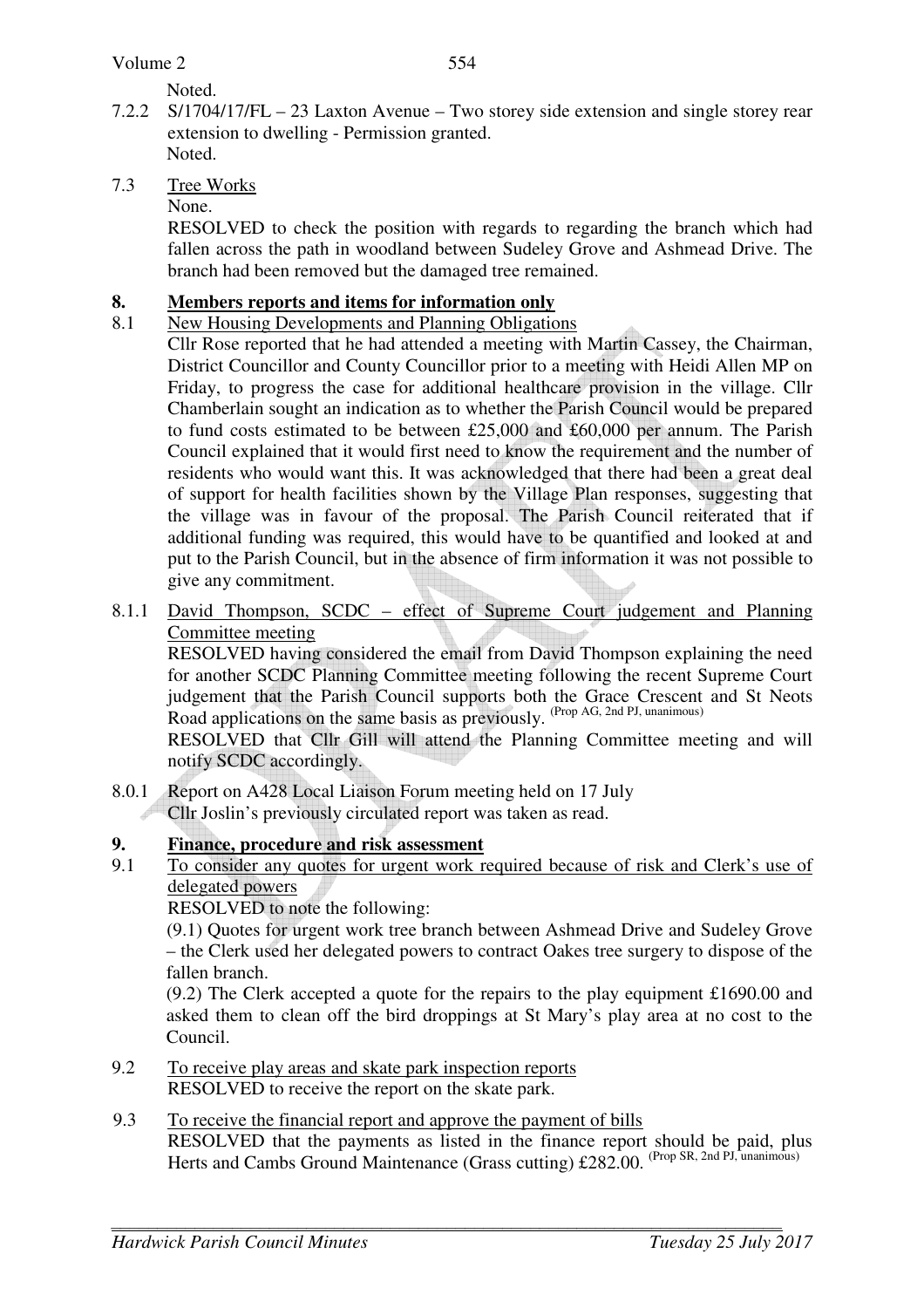Noted.

7.2.2 S/1704/17/FL – 23 Laxton Avenue – Two storey side extension and single storey rear extension to dwelling - Permission granted.
Noted.

7.3 Tree Works
None.
RESOLVED to check the position with regards to regarding the branch which had fallen across the path in woodland between Sudeley Grove and Ashmead Drive. The branch had been removed but the damaged tree remained.

## 8. Members reports and items for information only

8.1 New Housing Developments and Planning Obligations
Cllr Rose reported that he had attended a meeting with Martin Cassey, the Chairman, District Councillor and County Councillor prior to a meeting with Heidi Allen MP on Friday, to progress the case for additional healthcare provision in the village. Cllr Chamberlain sought an indication as to whether the Parish Council would be prepared to fund costs estimated to be between £25,000 and £60,000 per annum. The Parish Council explained that it would first need to know the requirement and the number of residents who would want this. It was acknowledged that there had been a great deal of support for health facilities shown by the Village Plan responses, suggesting that the village was in favour of the proposal. The Parish Council reiterated that if additional funding was required, this would have to be quantified and looked at and put to the Parish Council, but in the absence of firm information it was not possible to give any commitment.

8.1.1 David Thompson, SCDC – effect of Supreme Court judgement and Planning Committee meeting
RESOLVED having considered the email from David Thompson explaining the need for another SCDC Planning Committee meeting following the recent Supreme Court judgement that the Parish Council supports both the Grace Crescent and St Neots Road applications on the same basis as previously. (Prop AG, 2nd PJ, unanimous)
RESOLVED that Cllr Gill will attend the Planning Committee meeting and will notify SCDC accordingly.

8.0.1 Report on A428 Local Liaison Forum meeting held on 17 July
Cllr Joslin's previously circulated report was taken as read.

## 9. Finance, procedure and risk assessment

9.1 To consider any quotes for urgent work required because of risk and Clerk's use of delegated powers
RESOLVED to note the following:
(9.1) Quotes for urgent work tree branch between Ashmead Drive and Sudeley Grove – the Clerk used her delegated powers to contract Oakes tree surgery to dispose of the fallen branch.
(9.2) The Clerk accepted a quote for the repairs to the play equipment £1690.00 and asked them to clean off the bird droppings at St Mary's play area at no cost to the Council.

9.2 To receive play areas and skate park inspection reports
RESOLVED to receive the report on the skate park.

9.3 To receive the financial report and approve the payment of bills
RESOLVED that the payments as listed in the finance report should be paid, plus Herts and Cambs Ground Maintenance (Grass cutting) £282.00. (Prop SR, 2nd PJ, unanimous)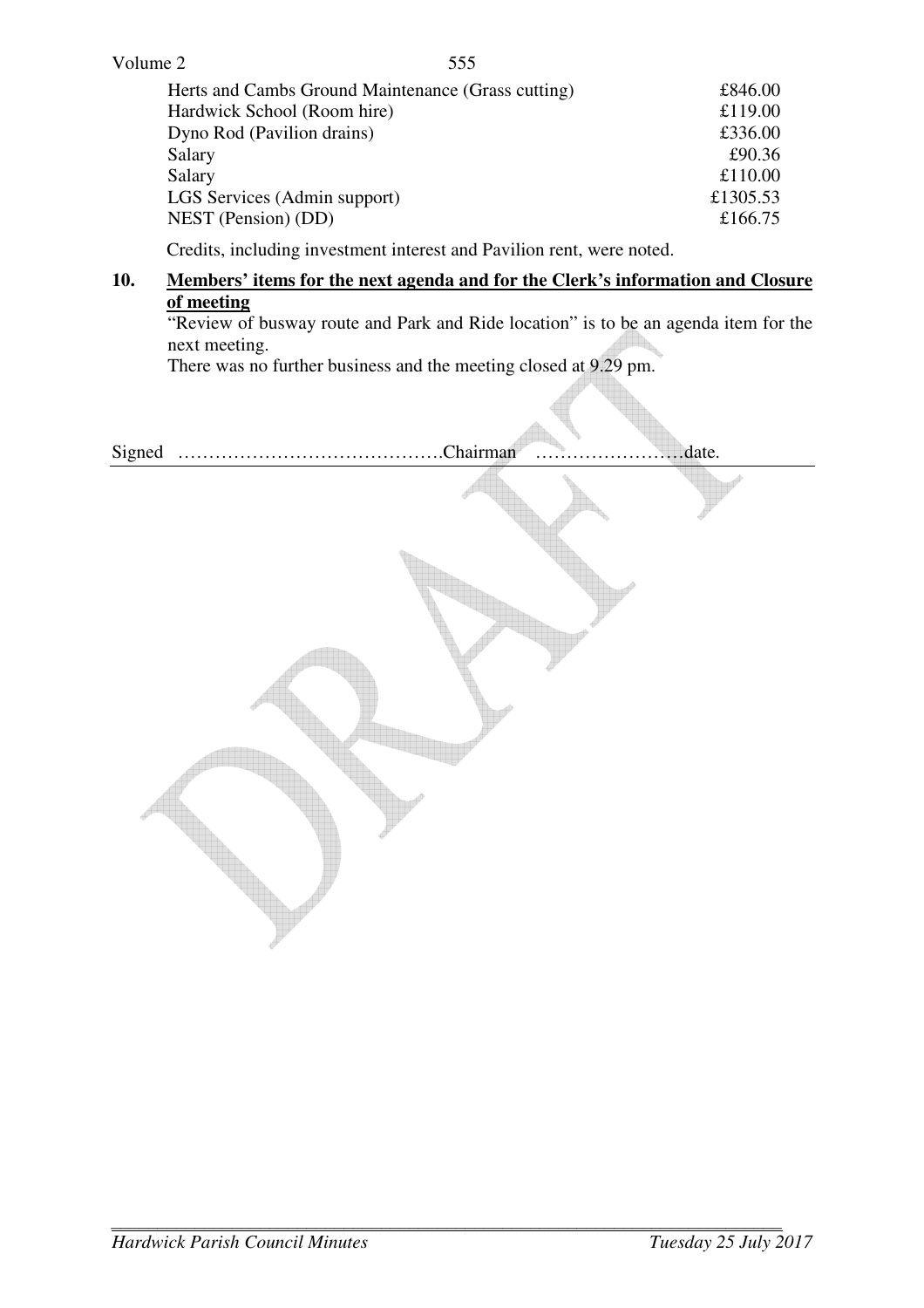| | |
|---|---|
| Herts and Cambs Ground Maintenance (Grass cutting) | £846.00 |
| Hardwick School (Room hire) | £119.00 |
| Dyno Rod (Pavilion drains) | £336.00 |
| Salary | £90.36 |
| Salary | £110.00 |
| LGS Services (Admin support) | £1305.53 |
| NEST (Pension) (DD) | £166.75 |

Credits, including investment interest and Pavilion rent, were noted.

**10. Members' items for the next agenda and for the Clerk's information and Closure of meeting**

"Review of busway route and Park and Ride location" is to be an agenda item for the next meeting.

There was no further business and the meeting closed at 9.29 pm.

Signed ……………………………………Chairman ……………………date.

DRAFT